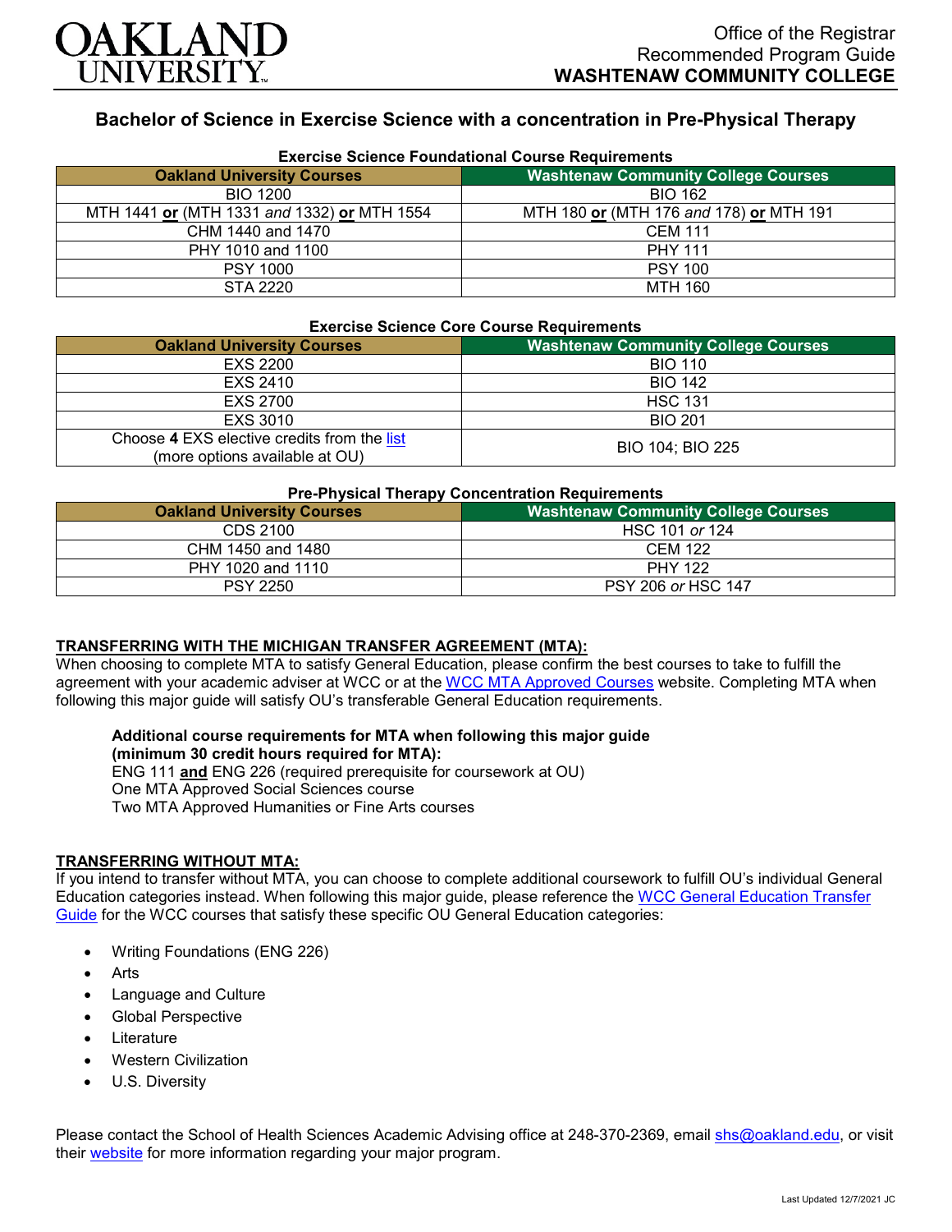# Bachelor of Science in Exercise Science with a concentration in Pre-Physical Therapy

Office of the Registrar
Recommended Program Guide
**WASHTENAW COMMUNITY COLLEGE**

### Exercise Science Foundational Course Requirements

| Oakland University Courses | Washtenaw Community College Courses |
|---|---|
| BIO 1200 | BIO 162 |
| MTH 1441 **or** (MTH 1331 *and* 1332) **or** MTH 1554 | MTH 180 **or** (MTH 176 *and* 178) **or** MTH 191 |
| CHM 1440 and 1470 | CEM 111 |
| PHY 1010 and 1100 | PHY 111 |
| PSY 1000 | PSY 100 |
| STA 2220 | MTH 160 |

### Exercise Science Core Course Requirements

| Oakland University Courses | Washtenaw Community College Courses |
|---|---|
| EXS 2200 | BIO 110 |
| EXS 2410 | BIO 142 |
| EXS 2700 | HSC 131 |
| EXS 3010 | BIO 201 |
| Choose **4** EXS elective credits from the list (more options available at OU) | BIO 104; BIO 225 |

### Pre-Physical Therapy Concentration Requirements

| Oakland University Courses | Washtenaw Community College Courses |
|---|---|
| CDS 2100 | HSC 101 *or* 124 |
| CHM 1450 and 1480 | CEM 122 |
| PHY 1020 and 1110 | PHY 122 |
| PSY 2250 | PSY 206 *or* HSC 147 |

**TRANSFERRING WITH THE MICHIGAN TRANSFER AGREEMENT (MTA):**

When choosing to complete MTA to satisfy General Education, please confirm the best courses to take to fulfill the agreement with your academic adviser at WCC or at the WCC MTA Approved Courses website. Completing MTA when following this major guide will satisfy OU's transferable General Education requirements.

**Additional course requirements for MTA when following this major guide (minimum 30 credit hours required for MTA):**
ENG 111 **and** ENG 226 (required prerequisite for coursework at OU)
One MTA Approved Social Sciences course
Two MTA Approved Humanities or Fine Arts courses

**TRANSFERRING WITHOUT MTA:**

If you intend to transfer without MTA, you can choose to complete additional coursework to fulfill OU's individual General Education categories instead. When following this major guide, please reference the WCC General Education Transfer Guide for the WCC courses that satisfy these specific OU General Education categories:

- Writing Foundations (ENG 226)
- Arts
- Language and Culture
- Global Perspective
- Literature
- Western Civilization
- U.S. Diversity

Please contact the School of Health Sciences Academic Advising office at 248-370-2369, email shs@oakland.edu, or visit their website for more information regarding your major program.

Last Updated 12/7/2021 JC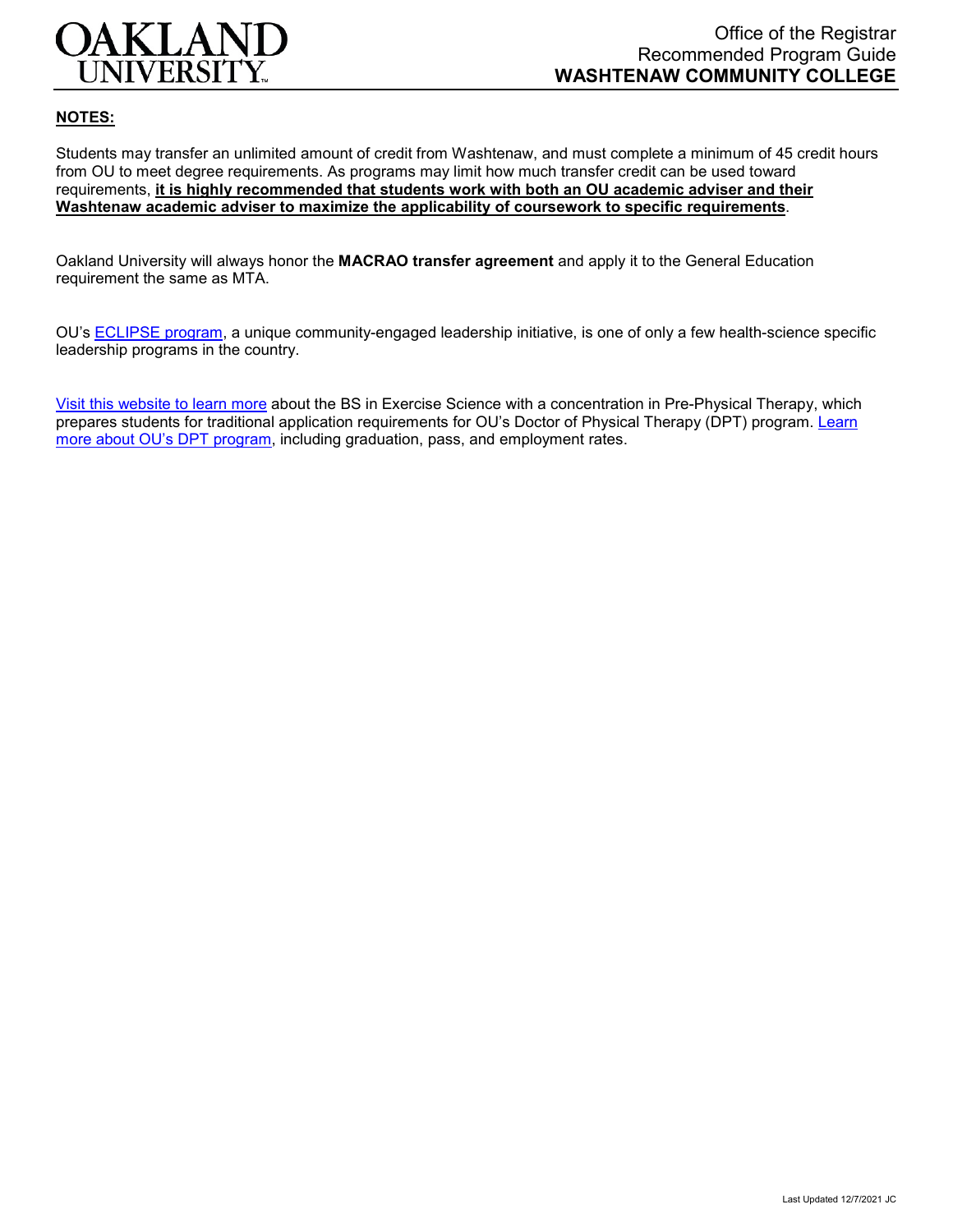**NOTES:**

Students may transfer an unlimited amount of credit from Washtenaw, and must complete a minimum of 45 credit hours from OU to meet degree requirements. As programs may limit how much transfer credit can be used toward requirements, **it is highly recommended that students work with both an OU academic adviser and their Washtenaw academic adviser to maximize the applicability of coursework to specific requirements**.

Oakland University will always honor the **MACRAO transfer agreement** and apply it to the General Education requirement the same as MTA.

OU's ECLIPSE program, a unique community-engaged leadership initiative, is one of only a few health-science specific leadership programs in the country.

Visit this website to learn more about the BS in Exercise Science with a concentration in Pre-Physical Therapy, which prepares students for traditional application requirements for OU's Doctor of Physical Therapy (DPT) program. Learn more about OU's DPT program, including graduation, pass, and employment rates.

Last Updated 12/7/2021 JC